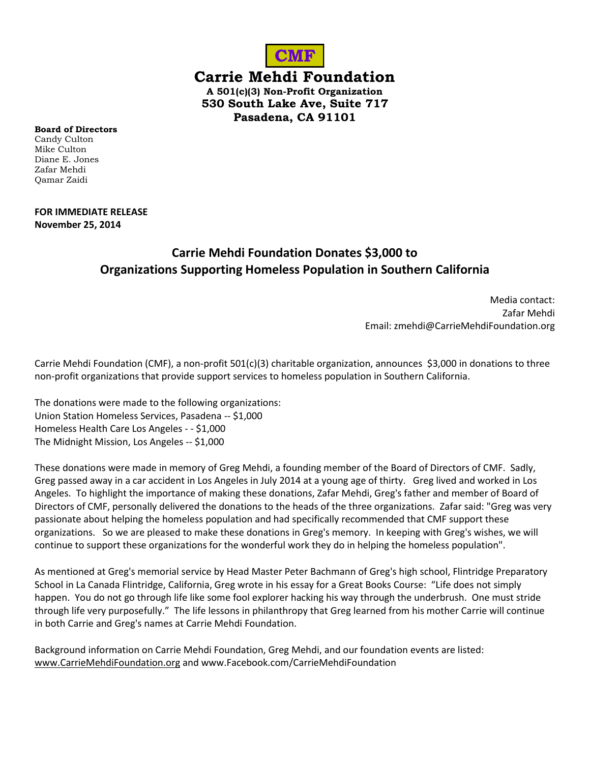**CMF**

# Carrie Mehdi Foundation

**A 501(c)(3) Non-Profit Organization**
**530 South Lake Ave, Suite 717**
**Pasadena, CA 91101**

**Board of Directors**
Candy Culton
Mike Culton
Diane E. Jones
Zafar Mehdi
Qamar Zaidi

**FOR IMMEDIATE RELEASE**
**November 25, 2014**

## Carrie Mehdi Foundation Donates $3,000 to Organizations Supporting Homeless Population in Southern California

Media contact:
Zafar Mehdi
Email: zmehdi@CarrieMehdiFoundation.org

Carrie Mehdi Foundation (CMF), a non-profit 501(c)(3) charitable organization, announces $3,000 in donations to three non-profit organizations that provide support services to homeless population in Southern California.

The donations were made to the following organizations:
Union Station Homeless Services, Pasadena -- $1,000
Homeless Health Care Los Angeles - - $1,000
The Midnight Mission, Los Angeles -- $1,000

These donations were made in memory of Greg Mehdi, a founding member of the Board of Directors of CMF. Sadly, Greg passed away in a car accident in Los Angeles in July 2014 at a young age of thirty. Greg lived and worked in Los Angeles. To highlight the importance of making these donations, Zafar Mehdi, Greg's father and member of Board of Directors of CMF, personally delivered the donations to the heads of the three organizations. Zafar said: "Greg was very passionate about helping the homeless population and had specifically recommended that CMF support these organizations. So we are pleased to make these donations in Greg's memory. In keeping with Greg's wishes, we will continue to support these organizations for the wonderful work they do in helping the homeless population".

As mentioned at Greg's memorial service by Head Master Peter Bachmann of Greg's high school, Flintridge Preparatory School in La Canada Flintridge, California, Greg wrote in his essay for a Great Books Course: "Life does not simply happen. You do not go through life like some fool explorer hacking his way through the underbrush. One must stride through life very purposefully." The life lessons in philanthropy that Greg learned from his mother Carrie will continue in both Carrie and Greg's names at Carrie Mehdi Foundation.

Background information on Carrie Mehdi Foundation, Greg Mehdi, and our foundation events are listed: www.CarrieMehdiFoundation.org and www.Facebook.com/CarrieMehdiFoundation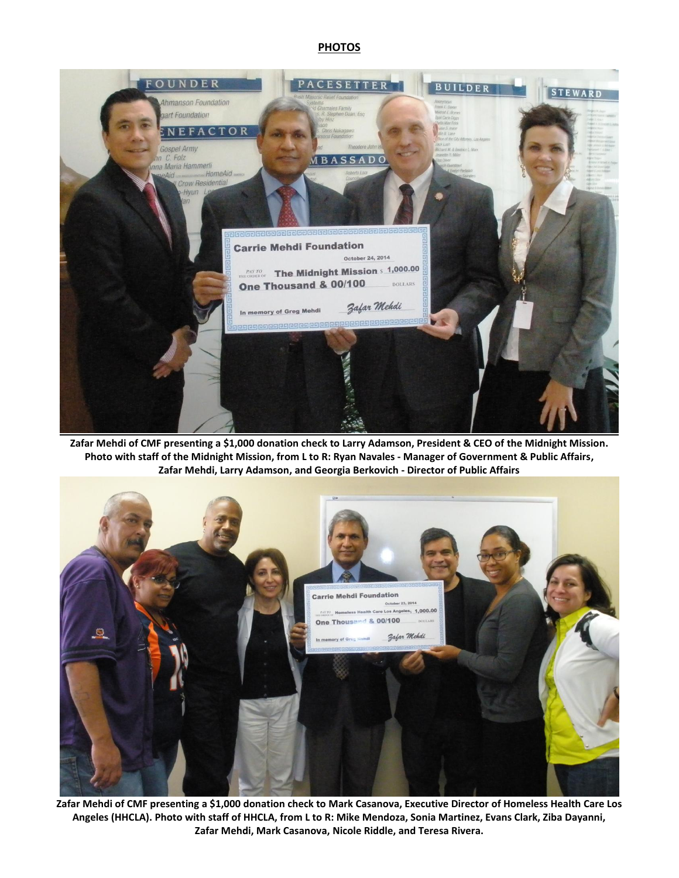**PHOTOS**

**Zafar Mehdi of CMF presenting a $1,000 donation check to Larry Adamson, President & CEO of the Midnight Mission. Photo with staff of the Midnight Mission, from L to R: Ryan Navales - Manager of Government & Public Affairs, Zafar Mehdi, Larry Adamson, and Georgia Berkovich - Director of Public Affairs**

**Zafar Mehdi of CMF presenting a $1,000 donation check to Mark Casanova, Executive Director of Homeless Health Care Los Angeles (HHCLA). Photo with staff of HHCLA, from L to R: Mike Mendoza, Sonia Martinez, Evans Clark, Ziba Dayanni, Zafar Mehdi, Mark Casanova, Nicole Riddle, and Teresa Rivera.**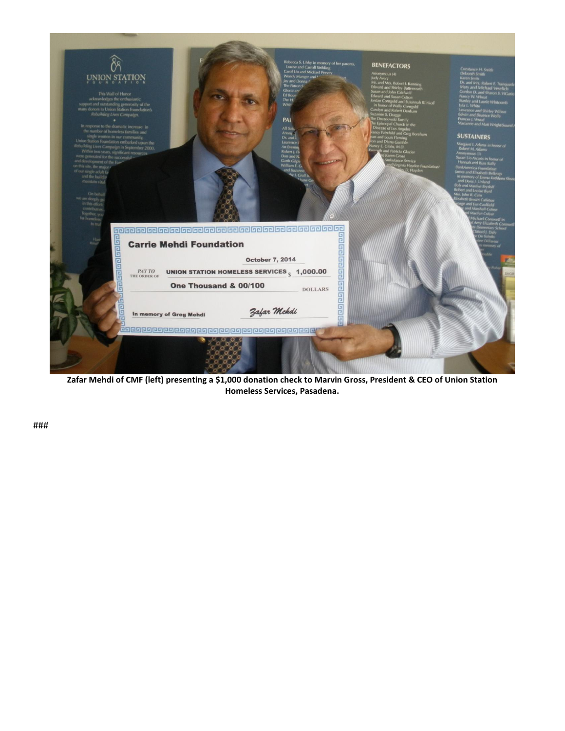**Zafar Mehdi of CMF (left) presenting a $1,000 donation check to Marvin Gross, President & CEO of Union Station Homeless Services, Pasadena.**

###